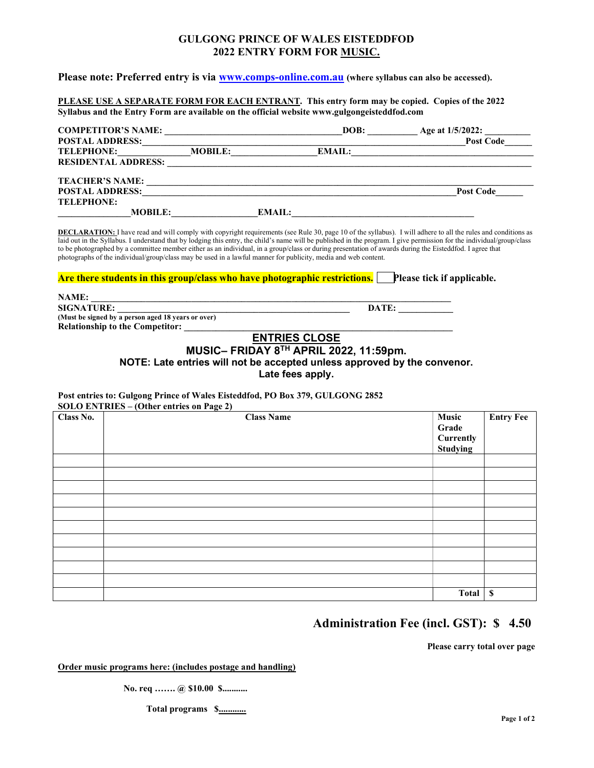# GULGONG PRINCE OF WALES EISTEDDFOD
# 2022 ENTRY FORM FOR MUSIC.

**Please note: Preferred entry is via www.comps-online.com.au (where syllabus can also be accessed).**

**PLEASE USE A SEPARATE FORM FOR EACH ENTRANT. This entry form may be copied. Copies of the 2022 Syllabus and the Entry Form are available on the official website www.gulgongeisteddfod.com**

**COMPETITOR'S NAME:** ______________________________ **DOB:** __________ **Age at 1/5/2022:** _________
**POSTAL ADDRESS:** ________________________________________________ **Post Code** ______
**TELEPHONE:** ______________ **MOBILE:** _________________ **EMAIL:** ______________________________
**RESIDENTAL ADDRESS:** ________________________________________________________________

**TEACHER'S NAME:** ________________________________________________________________
**POSTAL ADDRESS:** ________________________________________________ **Post Code** ______
**TELEPHONE:** ______________ **MOBILE:** _________________ **EMAIL:** ______________________________

**DECLARATION:** I have read and will comply with copyright requirements (see Rule 30, page 10 of the syllabus). I will adhere to all the rules and conditions as laid out in the Syllabus. I understand that by lodging this entry, the child's name will be published in the program. I give permission for the individual/group/class to be photographed by a committee member either as an individual, in a group/class or during presentation of awards during the Eisteddfod. I agree that photographs of the individual/group/class may be used in a lawful manner for publicity, media and web content.

**Are there students in this group/class who have photographic restrictions.** ☐ **Please tick if applicable.**

**NAME:** ________________________________________________________________
**SIGNATURE:** ____________________________________________ **DATE:** ___________
**(Must be signed by a person aged 18 years or over)**
**Relationship to the Competitor:** ______________________________________________

## ENTRIES CLOSE
## MUSIC– FRIDAY 8TH APRIL 2022, 11:59pm.
**NOTE: Late entries will not be accepted unless approved by the convenor.**
**Late fees apply.**

**Post entries to: Gulgong Prince of Wales Eisteddfod, PO Box 379, GULGONG 2852**
**SOLO ENTRIES – (Other entries on Page 2)**

| Class No. | Class Name | Music Grade Currently Studying | Entry Fee |
|---|---|---|---|
| | | | |
| | | | |
| | | | |
| | | | |
| | | | |
| | | | |
| | | | |
| | | | |
| | | | |
| | | | |
| | | Total | $ |

## Administration Fee (incl. GST): $ 4.50

**Please carry total over page**

**Order music programs here: (includes postage and handling)**

**No. req ……. @ $10.00 $...........**

**Total programs $............**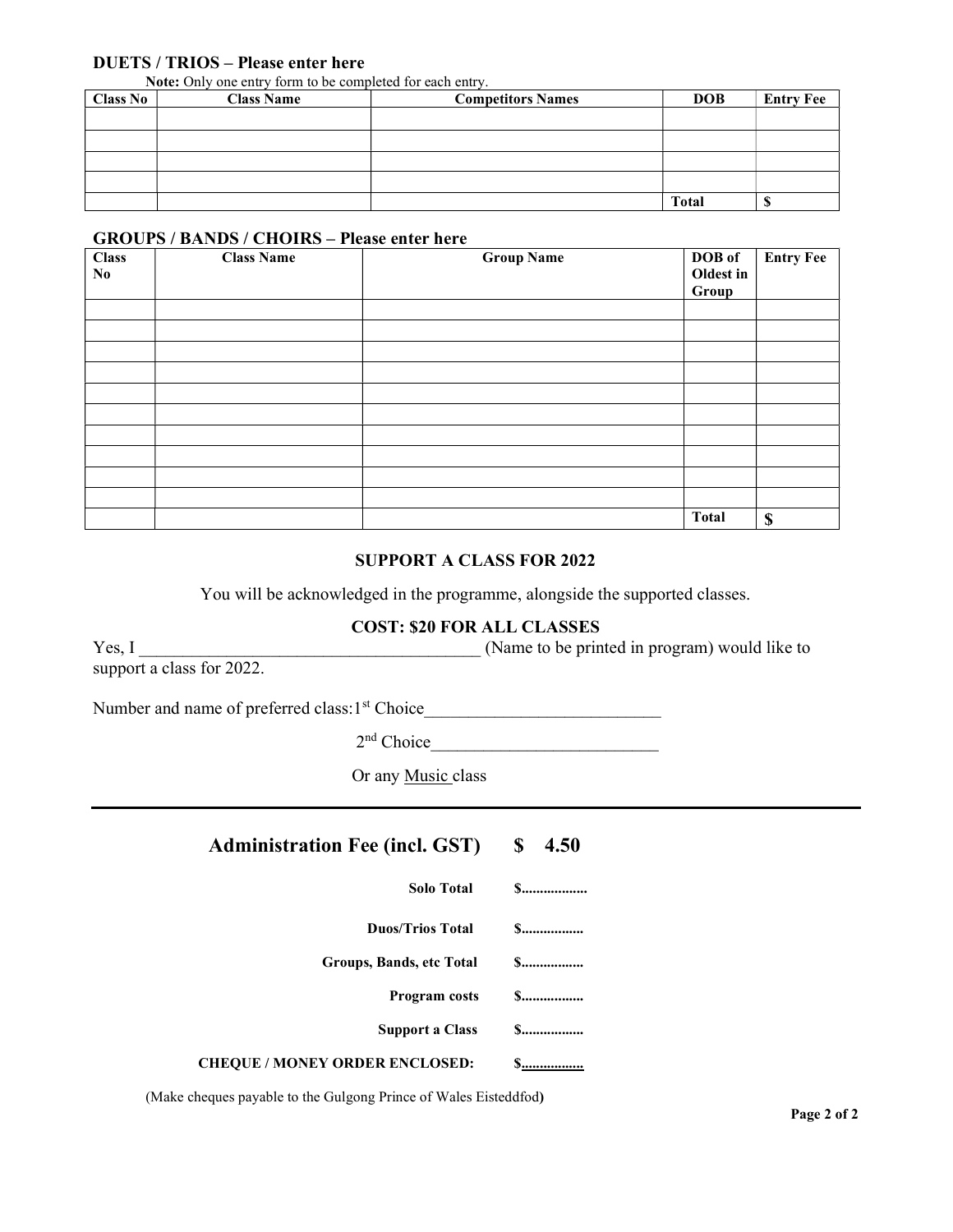### DUETS / TRIOS – Please enter here

**Note:** Only one entry form to be completed for each entry.

| Class No | Class Name | Competitors Names | DOB | Entry Fee |
|---|---|---|---|---|
| | | | | |
| | | | | |
| | | | | |
| | | | | |
| | | | **Total** | **$** |

### GROUPS / BANDS / CHOIRS – Please enter here

| Class No | Class Name | Group Name | DOB of Oldest in Group | Entry Fee |
|---|---|---|---|---|
| | | | | |
| | | | | |
| | | | | |
| | | | | |
| | | | | |
| | | | | |
| | | | | |
| | | | | |
| | | | | |
| | | | | |
| | | | **Total** | **$** |

**SUPPORT A CLASS FOR 2022**

You will be acknowledged in the programme, alongside the supported classes.

**COST: $20 FOR ALL CLASSES**

Yes, I _______________________________________ (Name to be printed in program) would like to support a class for 2022.

Number and name of preferred class: 1st Choice___________________________

2nd Choice__________________________

Or any Music class

---

## Administration Fee (incl. GST) $ 4.50

**Solo Total** **$.................**

**Duos/Trios Total** **$................**

**Groups, Bands, etc Total** **$................**

**Program costs** **$................**

**Support a Class** **$................**

**CHEQUE / MONEY ORDER ENCLOSED:** **$................**

(Make cheques payable to the Gulgong Prince of Wales Eisteddfod)